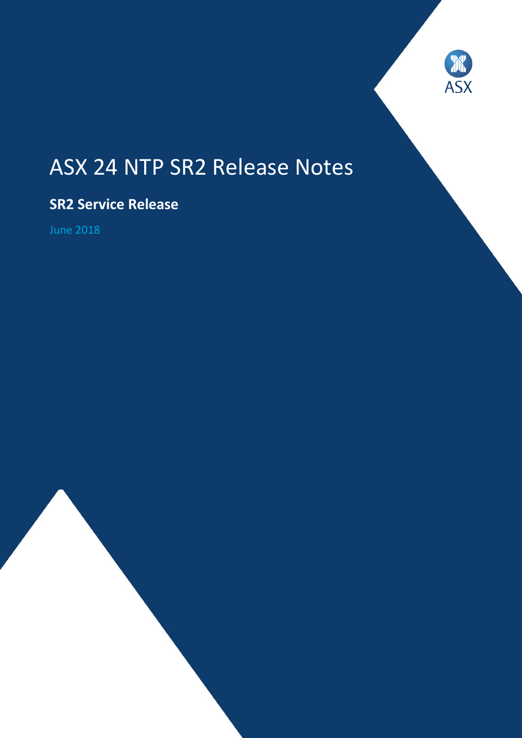# ASX 24 NTP SR2 Release Notes

## SR2 Service Release

June 2018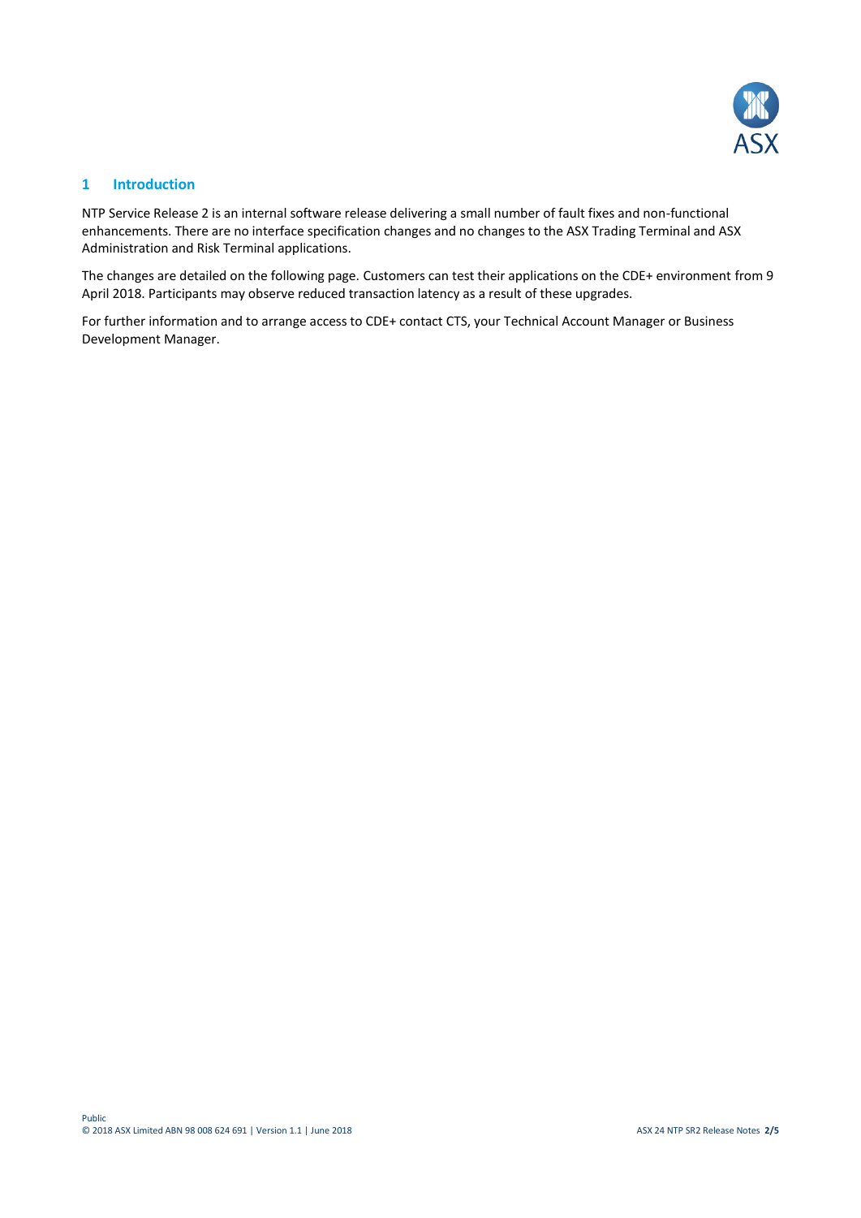## 1 Introduction

NTP Service Release 2 is an internal software release delivering a small number of fault fixes and non-functional enhancements. There are no interface specification changes and no changes to the ASX Trading Terminal and ASX Administration and Risk Terminal applications.

The changes are detailed on the following page. Customers can test their applications on the CDE+ environment from 9 April 2018. Participants may observe reduced transaction latency as a result of these upgrades.

For further information and to arrange access to CDE+ contact CTS, your Technical Account Manager or Business Development Manager.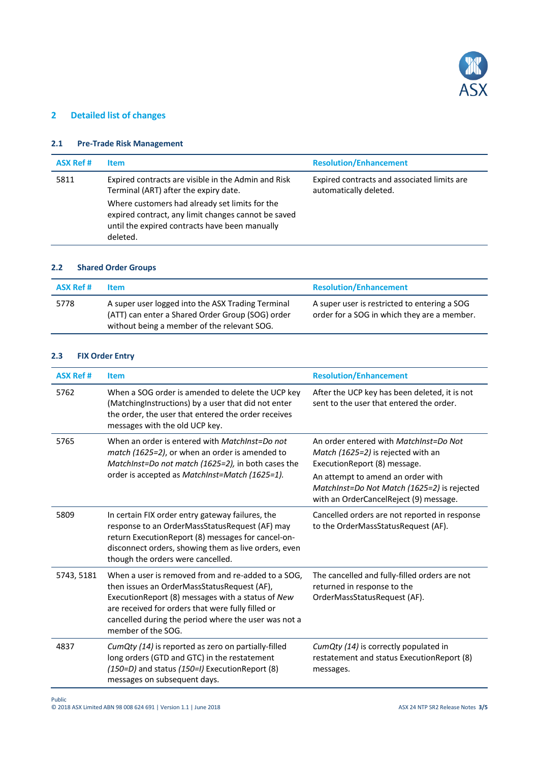## 2 Detailed list of changes

### 2.1 Pre-Trade Risk Management

| ASX Ref # | Item | Resolution/Enhancement |
|---|---|---|
| 5811 | Expired contracts are visible in the Admin and Risk Terminal (ART) after the expiry date.<br>Where customers had already set limits for the expired contract, any limit changes cannot be saved until the expired contracts have been manually deleted. | Expired contracts and associated limits are automatically deleted. |

### 2.2 Shared Order Groups

| ASX Ref # | Item | Resolution/Enhancement |
|---|---|---|
| 5778 | A super user logged into the ASX Trading Terminal (ATT) can enter a Shared Order Group (SOG) order without being a member of the relevant SOG. | A super user is restricted to entering a SOG order for a SOG in which they are a member. |

### 2.3 FIX Order Entry

| ASX Ref # | Item | Resolution/Enhancement |
|---|---|---|
| 5762 | When a SOG order is amended to delete the UCP key (MatchingInstructions) by a user that did not enter the order, the user that entered the order receives messages with the old UCP key. | After the UCP key has been deleted, it is not sent to the user that entered the order. |
| 5765 | When an order is entered with *MatchInst=Do not match (1625=2)*, or when an order is amended to *MatchInst=Do not match (1625=2),* in both cases the order is accepted as *MatchInst=Match (1625=1).* | An order entered with *MatchInst=Do Not Match (1625=2)* is rejected with an ExecutionReport (8) message.<br>An attempt to amend an order with *MatchInst=Do Not Match (1625=2)* is rejected with an OrderCancelReject (9) message. |
| 5809 | In certain FIX order entry gateway failures, the response to an OrderMassStatusRequest (AF) may return ExecutionReport (8) messages for cancel-on-disconnect orders, showing them as live orders, even though the orders were cancelled. | Cancelled orders are not reported in response to the OrderMassStatusRequest (AF). |
| 5743, 5181 | When a user is removed from and re-added to a SOG, then issues an OrderMassStatusRequest (AF), ExecutionReport (8) messages with a status of *New* are received for orders that were fully filled or cancelled during the period where the user was not a member of the SOG. | The cancelled and fully-filled orders are not returned in response to the OrderMassStatusRequest (AF). |
| 4837 | *CumQty (14)* is reported as zero on partially-filled long orders (GTD and GTC) in the restatement *(150=D)* and status *(150=I)* ExecutionReport (8) messages on subsequent days. | *CumQty (14)* is correctly populated in restatement and status ExecutionReport (8) messages. |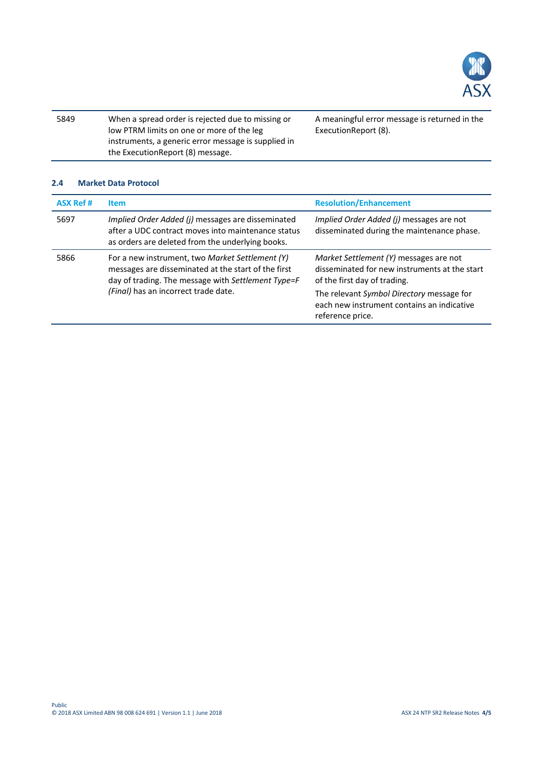| | | |
|---|---|---|
| 5849 | When a spread order is rejected due to missing or low PTRM limits on one or more of the leg instruments, a generic error message is supplied in the ExecutionReport (8) message. | A meaningful error message is returned in the ExecutionReport (8). |

### 2.4 Market Data Protocol

| ASX Ref # | Item | Resolution/Enhancement |
|---|---|---|
| 5697 | *Implied Order Added (j)* messages are disseminated after a UDC contract moves into maintenance status as orders are deleted from the underlying books. | *Implied Order Added (j)* messages are not disseminated during the maintenance phase. |
| 5866 | For a new instrument, two *Market Settlement (Y)* messages are disseminated at the start of the first day of trading. The message with *Settlement Type=F (Final)* has an incorrect trade date. | *Market Settlement (Y)* messages are not disseminated for new instruments at the start of the first day of trading.<br>The relevant *Symbol Directory* message for each new instrument contains an indicative reference price. |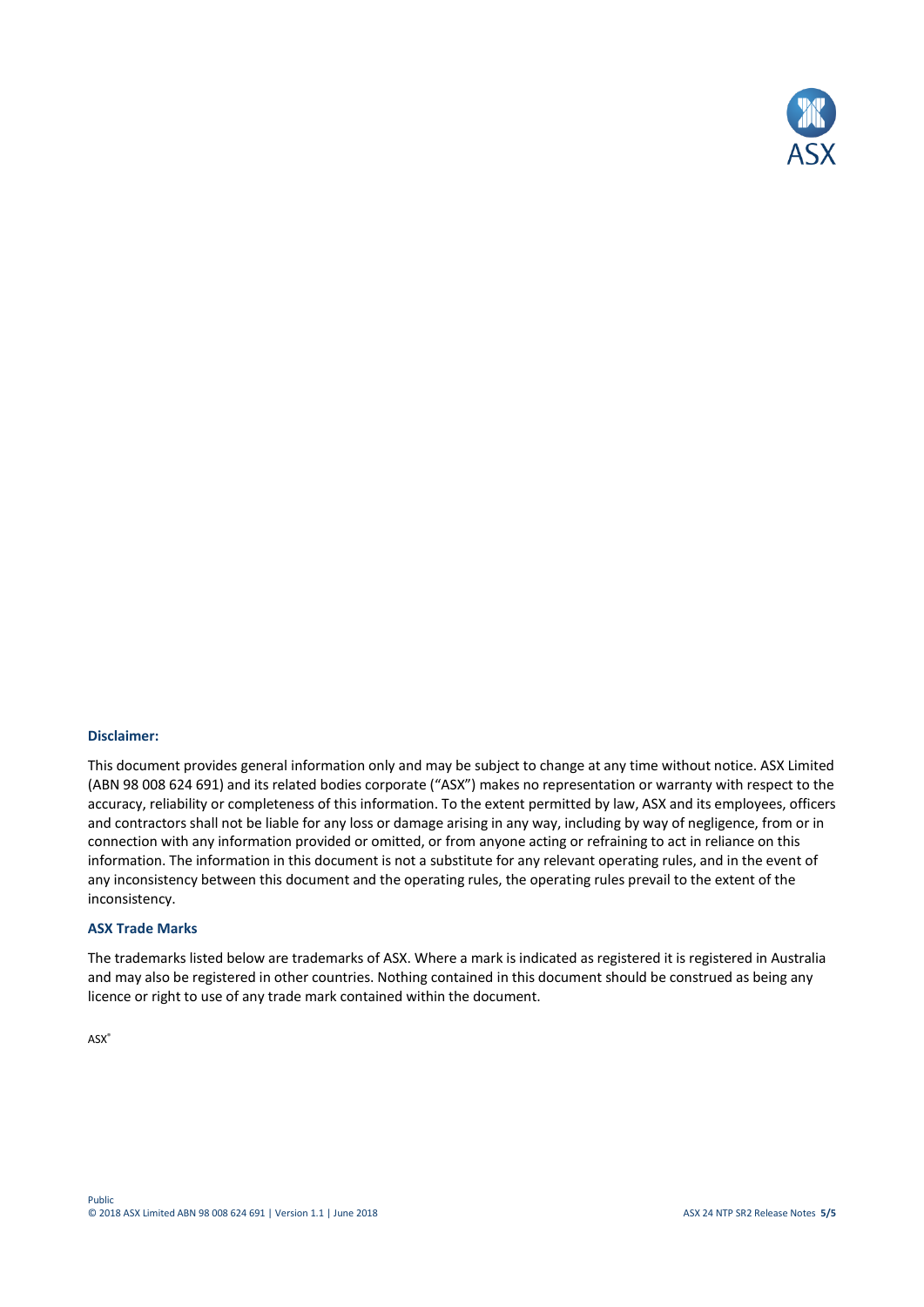**Disclaimer:**

This document provides general information only and may be subject to change at any time without notice. ASX Limited (ABN 98 008 624 691) and its related bodies corporate ("ASX") makes no representation or warranty with respect to the accuracy, reliability or completeness of this information. To the extent permitted by law, ASX and its employees, officers and contractors shall not be liable for any loss or damage arising in any way, including by way of negligence, from or in connection with any information provided or omitted, or from anyone acting or refraining to act in reliance on this information. The information in this document is not a substitute for any relevant operating rules, and in the event of any inconsistency between this document and the operating rules, the operating rules prevail to the extent of the inconsistency.

**ASX Trade Marks**

The trademarks listed below are trademarks of ASX. Where a mark is indicated as registered it is registered in Australia and may also be registered in other countries. Nothing contained in this document should be construed as being any licence or right to use of any trade mark contained within the document.

ASX®